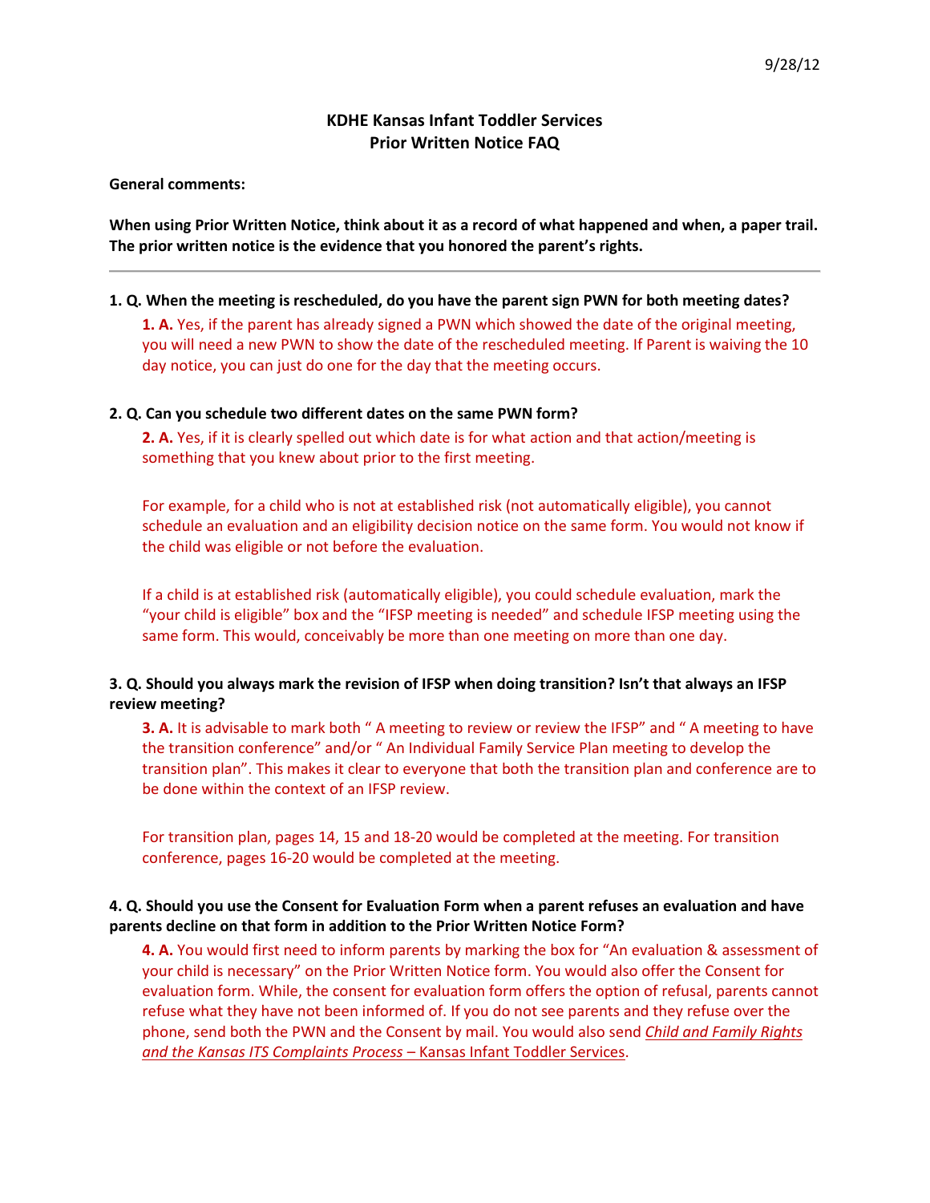9/28/12

# KDHE Kansas Infant Toddler Services
## Prior Written Notice FAQ

**General comments:**

**When using Prior Written Notice, think about it as a record of what happened and when, a paper trail. The prior written notice is the evidence that you honored the parent's rights.**

---

**1. Q. When the meeting is rescheduled, do you have the parent sign PWN for both meeting dates?**

**1. A.** Yes, if the parent has already signed a PWN which showed the date of the original meeting, you will need a new PWN to show the date of the rescheduled meeting. If Parent is waiving the 10 day notice, you can just do one for the day that the meeting occurs.

**2. Q. Can you schedule two different dates on the same PWN form?**

**2. A.** Yes, if it is clearly spelled out which date is for what action and that action/meeting is something that you knew about prior to the first meeting.

For example, for a child who is not at established risk (not automatically eligible), you cannot schedule an evaluation and an eligibility decision notice on the same form. You would not know if the child was eligible or not before the evaluation.

If a child is at established risk (automatically eligible), you could schedule evaluation, mark the "your child is eligible" box and the "IFSP meeting is needed" and schedule IFSP meeting using the same form. This would, conceivably be more than one meeting on more than one day.

**3. Q. Should you always mark the revision of IFSP when doing transition? Isn't that always an IFSP review meeting?**

**3. A.** It is advisable to mark both " A meeting to review or review the IFSP" and " A meeting to have the transition conference" and/or " An Individual Family Service Plan meeting to develop the transition plan". This makes it clear to everyone that both the transition plan and conference are to be done within the context of an IFSP review.

For transition plan, pages 14, 15 and 18-20 would be completed at the meeting. For transition conference, pages 16-20 would be completed at the meeting.

**4. Q. Should you use the Consent for Evaluation Form when a parent refuses an evaluation and have parents decline on that form in addition to the Prior Written Notice Form?**

**4. A.** You would first need to inform parents by marking the box for "An evaluation & assessment of your child is necessary" on the Prior Written Notice form. You would also offer the Consent for evaluation form. While, the consent for evaluation form offers the option of refusal, parents cannot refuse what they have not been informed of. If you do not see parents and they refuse over the phone, send both the PWN and the Consent by mail. You would also send *Child and Family Rights and the Kansas ITS Complaints Process* – Kansas Infant Toddler Services.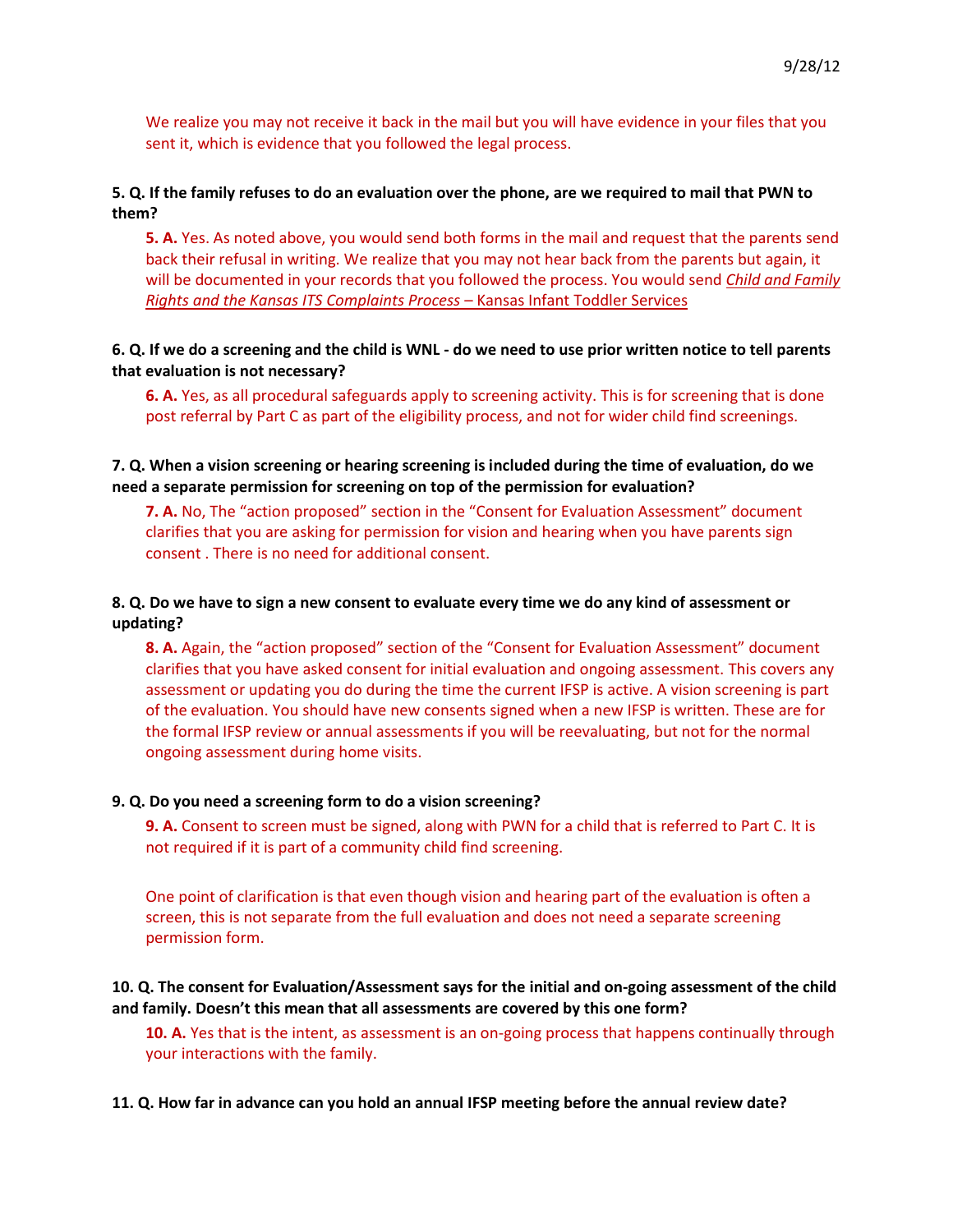We realize you may not receive it back in the mail but you will have evidence in your files that you sent it, which is evidence that you followed the legal process.

**5. Q. If the family refuses to do an evaluation over the phone, are we required to mail that PWN to them?**

**5. A.** Yes. As noted above, you would send both forms in the mail and request that the parents send back their refusal in writing. We realize that you may not hear back from the parents but again, it will be documented in your records that you followed the process. You would send *Child and Family Rights and the Kansas ITS Complaints Process* – Kansas Infant Toddler Services

**6. Q. If we do a screening and the child is WNL - do we need to use prior written notice to tell parents that evaluation is not necessary?**

**6. A.** Yes, as all procedural safeguards apply to screening activity. This is for screening that is done post referral by Part C as part of the eligibility process, and not for wider child find screenings.

**7. Q. When a vision screening or hearing screening is included during the time of evaluation, do we need a separate permission for screening on top of the permission for evaluation?**

**7. A.** No, The "action proposed" section in the "Consent for Evaluation Assessment" document clarifies that you are asking for permission for vision and hearing when you have parents sign consent . There is no need for additional consent.

**8. Q. Do we have to sign a new consent to evaluate every time we do any kind of assessment or updating?**

**8. A.** Again, the "action proposed" section of the "Consent for Evaluation Assessment" document clarifies that you have asked consent for initial evaluation and ongoing assessment. This covers any assessment or updating you do during the time the current IFSP is active. A vision screening is part of the evaluation. You should have new consents signed when a new IFSP is written. These are for the formal IFSP review or annual assessments if you will be reevaluating, but not for the normal ongoing assessment during home visits.

**9. Q. Do you need a screening form to do a vision screening?**

**9. A.** Consent to screen must be signed, along with PWN for a child that is referred to Part C. It is not required if it is part of a community child find screening.

One point of clarification is that even though vision and hearing part of the evaluation is often a screen, this is not separate from the full evaluation and does not need a separate screening permission form.

**10. Q. The consent for Evaluation/Assessment says for the initial and on-going assessment of the child and family. Doesn't this mean that all assessments are covered by this one form?**

**10. A.** Yes that is the intent, as assessment is an on-going process that happens continually through your interactions with the family.

**11. Q. How far in advance can you hold an annual IFSP meeting before the annual review date?**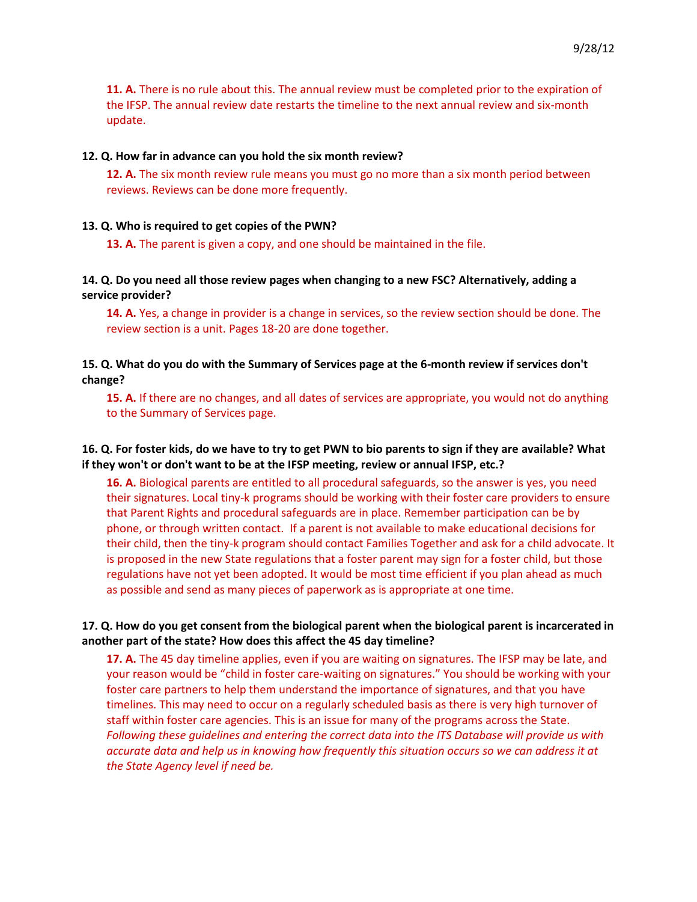**11. A.** There is no rule about this. The annual review must be completed prior to the expiration of the IFSP. The annual review date restarts the timeline to the next annual review and six-month update.

**12. Q. How far in advance can you hold the six month review?**

**12. A.** The six month review rule means you must go no more than a six month period between reviews. Reviews can be done more frequently.

**13. Q. Who is required to get copies of the PWN?**

**13. A.** The parent is given a copy, and one should be maintained in the file.

**14. Q. Do you need all those review pages when changing to a new FSC? Alternatively, adding a service provider?**

**14. A.** Yes, a change in provider is a change in services, so the review section should be done. The review section is a unit. Pages 18-20 are done together.

**15. Q. What do you do with the Summary of Services page at the 6-month review if services don't change?**

**15. A.** If there are no changes, and all dates of services are appropriate, you would not do anything to the Summary of Services page.

**16. Q. For foster kids, do we have to try to get PWN to bio parents to sign if they are available? What if they won't or don't want to be at the IFSP meeting, review or annual IFSP, etc.?**

**16. A.** Biological parents are entitled to all procedural safeguards, so the answer is yes, you need their signatures. Local tiny-k programs should be working with their foster care providers to ensure that Parent Rights and procedural safeguards are in place. Remember participation can be by phone, or through written contact. If a parent is not available to make educational decisions for their child, then the tiny-k program should contact Families Together and ask for a child advocate. It is proposed in the new State regulations that a foster parent may sign for a foster child, but those regulations have not yet been adopted. It would be most time efficient if you plan ahead as much as possible and send as many pieces of paperwork as is appropriate at one time.

**17. Q. How do you get consent from the biological parent when the biological parent is incarcerated in another part of the state? How does this affect the 45 day timeline?**

**17. A.** The 45 day timeline applies, even if you are waiting on signatures. The IFSP may be late, and your reason would be "child in foster care-waiting on signatures." You should be working with your foster care partners to help them understand the importance of signatures, and that you have timelines. This may need to occur on a regularly scheduled basis as there is very high turnover of staff within foster care agencies. This is an issue for many of the programs across the State. *Following these guidelines and entering the correct data into the ITS Database will provide us with accurate data and help us in knowing how frequently this situation occurs so we can address it at the State Agency level if need be.*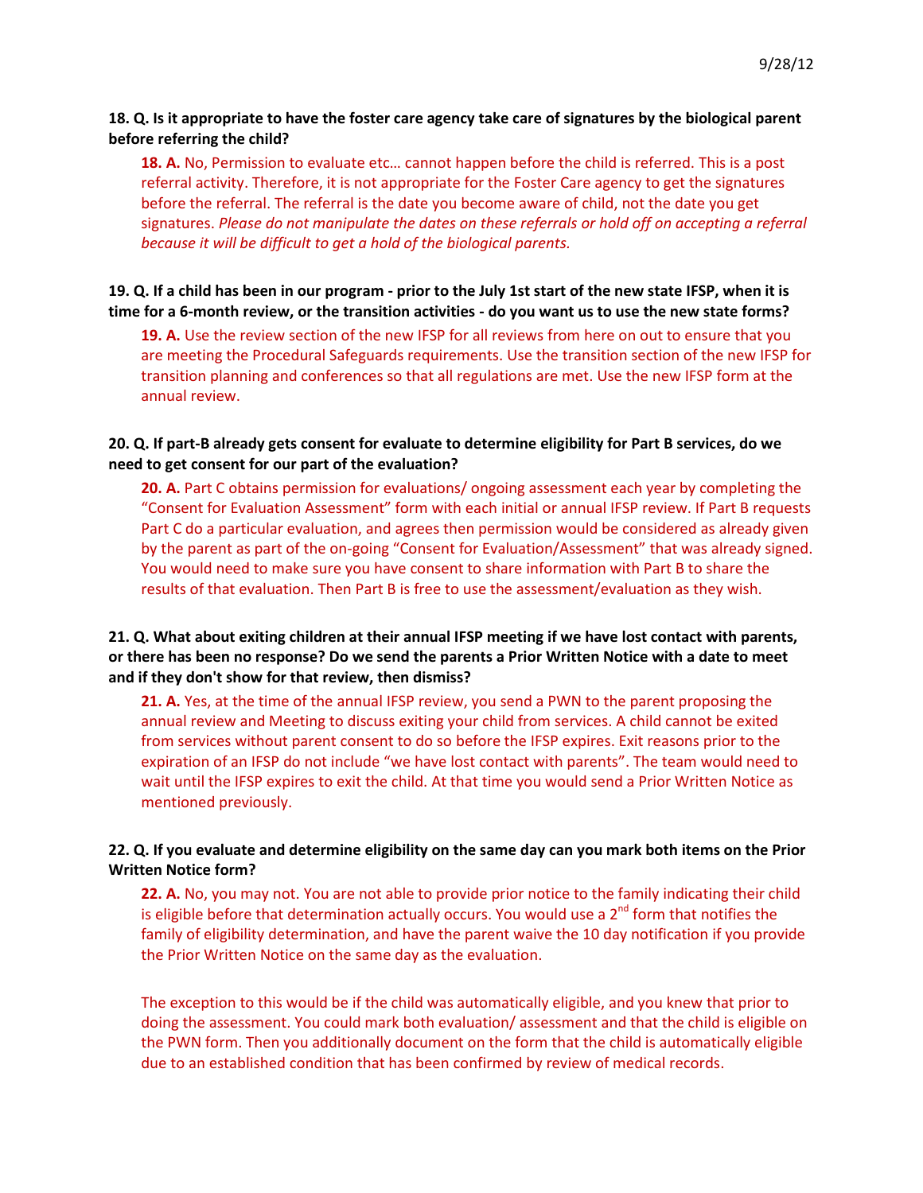**18. Q. Is it appropriate to have the foster care agency take care of signatures by the biological parent before referring the child?**

**18. A.** No, Permission to evaluate etc… cannot happen before the child is referred. This is a post referral activity. Therefore, it is not appropriate for the Foster Care agency to get the signatures before the referral. The referral is the date you become aware of child, not the date you get signatures. *Please do not manipulate the dates on these referrals or hold off on accepting a referral because it will be difficult to get a hold of the biological parents.*

**19. Q. If a child has been in our program - prior to the July 1st start of the new state IFSP, when it is time for a 6-month review, or the transition activities - do you want us to use the new state forms?**

**19. A.** Use the review section of the new IFSP for all reviews from here on out to ensure that you are meeting the Procedural Safeguards requirements. Use the transition section of the new IFSP for transition planning and conferences so that all regulations are met. Use the new IFSP form at the annual review.

**20. Q. If part-B already gets consent for evaluate to determine eligibility for Part B services, do we need to get consent for our part of the evaluation?**

**20. A.** Part C obtains permission for evaluations/ ongoing assessment each year by completing the "Consent for Evaluation Assessment" form with each initial or annual IFSP review. If Part B requests Part C do a particular evaluation, and agrees then permission would be considered as already given by the parent as part of the on-going "Consent for Evaluation/Assessment" that was already signed. You would need to make sure you have consent to share information with Part B to share the results of that evaluation. Then Part B is free to use the assessment/evaluation as they wish.

**21. Q. What about exiting children at their annual IFSP meeting if we have lost contact with parents, or there has been no response? Do we send the parents a Prior Written Notice with a date to meet and if they don't show for that review, then dismiss?**

**21. A.** Yes, at the time of the annual IFSP review, you send a PWN to the parent proposing the annual review and Meeting to discuss exiting your child from services. A child cannot be exited from services without parent consent to do so before the IFSP expires. Exit reasons prior to the expiration of an IFSP do not include "we have lost contact with parents". The team would need to wait until the IFSP expires to exit the child. At that time you would send a Prior Written Notice as mentioned previously.

**22. Q. If you evaluate and determine eligibility on the same day can you mark both items on the Prior Written Notice form?**

**22. A.** No, you may not. You are not able to provide prior notice to the family indicating their child is eligible before that determination actually occurs. You would use a 2nd form that notifies the family of eligibility determination, and have the parent waive the 10 day notification if you provide the Prior Written Notice on the same day as the evaluation.

The exception to this would be if the child was automatically eligible, and you knew that prior to doing the assessment. You could mark both evaluation/ assessment and that the child is eligible on the PWN form. Then you additionally document on the form that the child is automatically eligible due to an established condition that has been confirmed by review of medical records.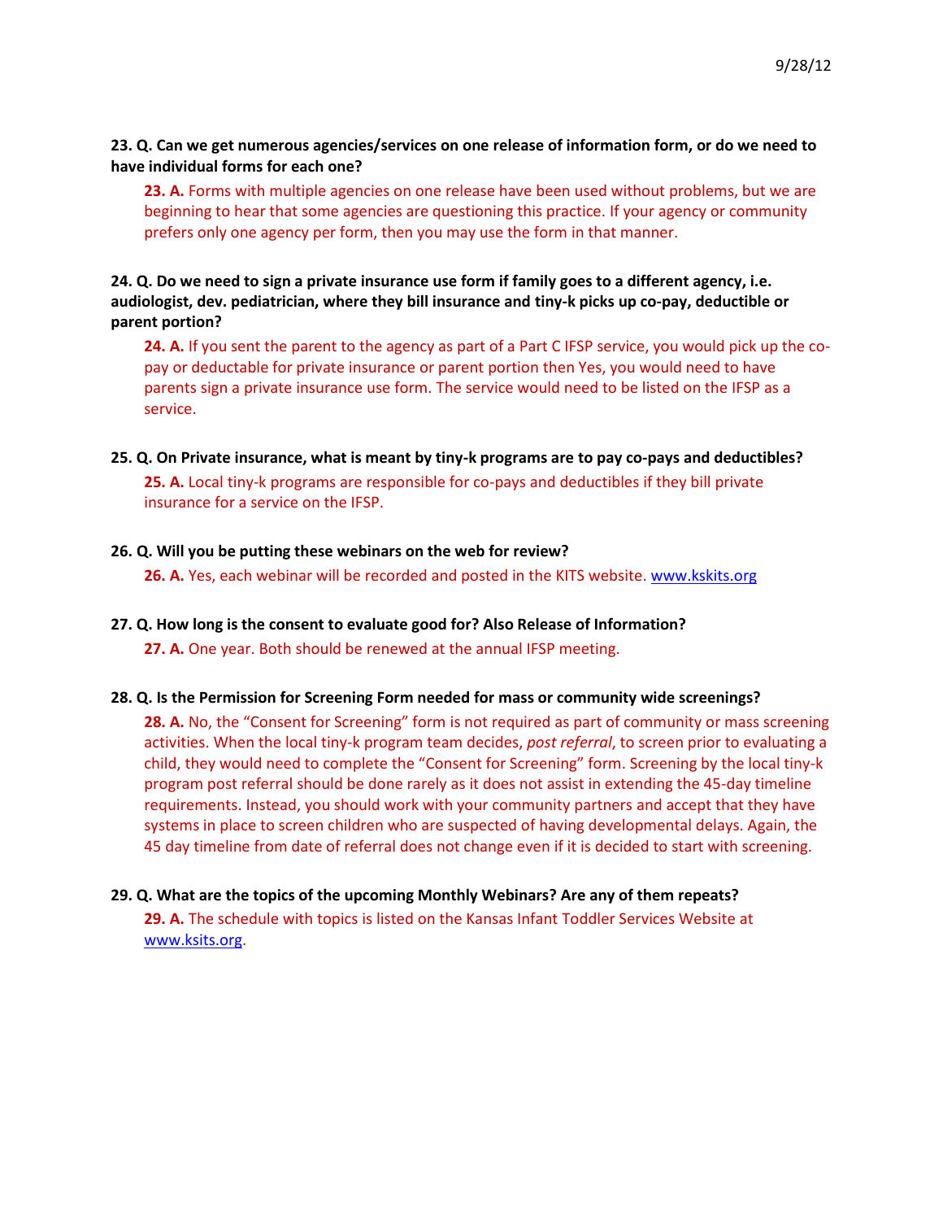**23. Q. Can we get numerous agencies/services on one release of information form, or do we need to have individual forms for each one?**

**23. A.** Forms with multiple agencies on one release have been used without problems, but we are beginning to hear that some agencies are questioning this practice. If your agency or community prefers only one agency per form, then you may use the form in that manner.

**24. Q. Do we need to sign a private insurance use form if family goes to a different agency, i.e. audiologist, dev. pediatrician, where they bill insurance and tiny-k picks up co-pay, deductible or parent portion?**

**24. A.** If you sent the parent to the agency as part of a Part C IFSP service, you would pick up the co-pay or deductable for private insurance or parent portion then Yes, you would need to have parents sign a private insurance use form. The service would need to be listed on the IFSP as a service.

**25. Q. On Private insurance, what is meant by tiny-k programs are to pay co-pays and deductibles?**

**25. A.** Local tiny-k programs are responsible for co-pays and deductibles if they bill private insurance for a service on the IFSP.

**26. Q. Will you be putting these webinars on the web for review?**

**26. A.** Yes, each webinar will be recorded and posted in the KITS website. www.kskits.org

**27. Q. How long is the consent to evaluate good for? Also Release of Information?**

**27. A.** One year. Both should be renewed at the annual IFSP meeting.

**28. Q. Is the Permission for Screening Form needed for mass or community wide screenings?**

**28. A.** No, the "Consent for Screening" form is not required as part of community or mass screening activities. When the local tiny-k program team decides, *post referral*, to screen prior to evaluating a child, they would need to complete the "Consent for Screening" form. Screening by the local tiny-k program post referral should be done rarely as it does not assist in extending the 45-day timeline requirements. Instead, you should work with your community partners and accept that they have systems in place to screen children who are suspected of having developmental delays. Again, the 45 day timeline from date of referral does not change even if it is decided to start with screening.

**29. Q. What are the topics of the upcoming Monthly Webinars? Are any of them repeats?**

**29. A.** The schedule with topics is listed on the Kansas Infant Toddler Services Website at www.ksits.org.